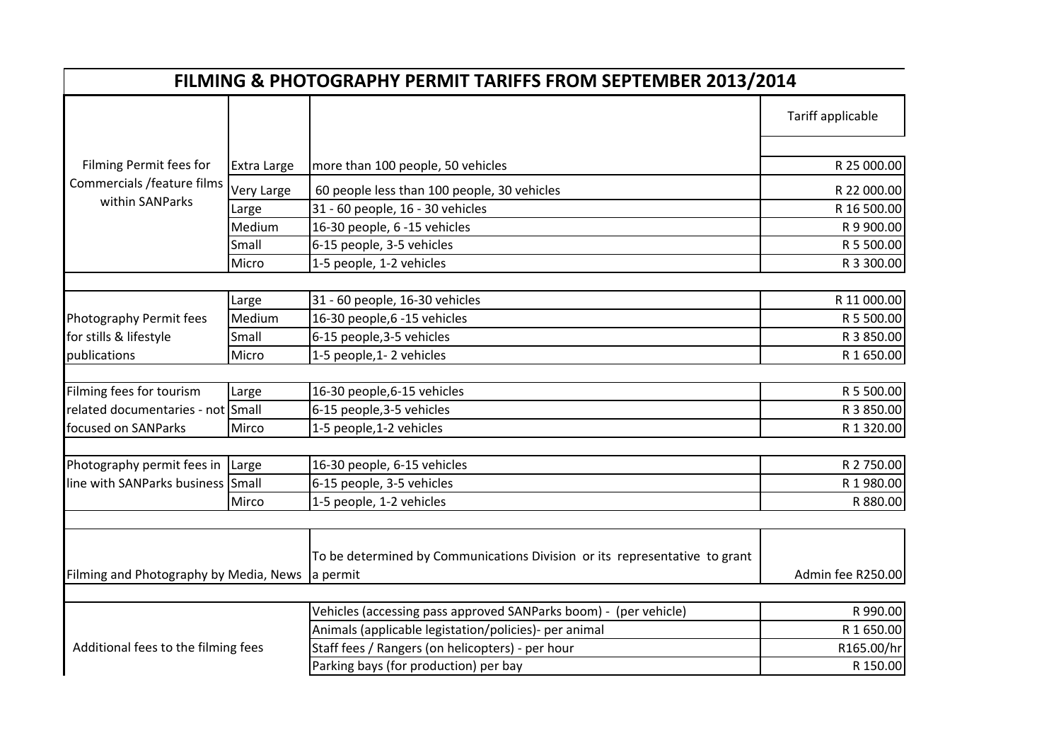# FILMING & PHOTOGRAPHY PERMIT TARIFFS FROM SEPTEMBER 2013/2014

| | | | Tariff applicable |
|---|---|---|---|
| Filming Permit fees for Commercials /feature films within SANParks | Extra Large | more than 100 people, 50 vehicles | R 25 000.00 |
| | Very Large | 60 people less than 100 people, 30 vehicles | R 22 000.00 |
| | Large | 31 - 60 people, 16 - 30 vehicles | R 16 500.00 |
| | Medium | 16-30 people, 6 -15 vehicles | R 9 900.00 |
| | Small | 6-15 people, 3-5 vehicles | R 5 500.00 |
| | Micro | 1-5 people, 1-2 vehicles | R 3 300.00 |
| | | | |
| Photography Permit fees for stills & lifestyle publications | Large | 31 - 60 people, 16-30 vehicles | R 11 000.00 |
| | Medium | 16-30 people,6 -15 vehicles | R 5 500.00 |
| | Small | 6-15 people,3-5 vehicles | R 3 850.00 |
| | Micro | 1-5 people,1- 2 vehicles | R 1 650.00 |
| | | | |
| Filming fees for tourism related documentaries - not focused on SANParks | Large | 16-30 people,6-15 vehicles | R 5 500.00 |
| | Small | 6-15 people,3-5 vehicles | R 3 850.00 |
| | Mirco | 1-5 people,1-2 vehicles | R 1 320.00 |
| | | | |
| Photography permit fees in line with SANParks business | Large | 16-30 people, 6-15 vehicles | R 2 750.00 |
| | Small | 6-15 people, 3-5 vehicles | R 1 980.00 |
| | Mirco | 1-5 people, 1-2 vehicles | R 880.00 |
| | | | |
| Filming and Photography by Media, News | | To be determined by Communications Division or its representative to grant a permit | Admin fee R250.00 |
| | | | |
| Additional fees to the filming fees | | Vehicles (accessing pass approved SANParks boom) - (per vehicle) | R 990.00 |
| | | Animals (applicable legistation/policies)- per animal | R 1 650.00 |
| | | Staff fees / Rangers (on helicopters) - per hour | R165.00/hr |
| | | Parking bays (for production) per bay | R 150.00 |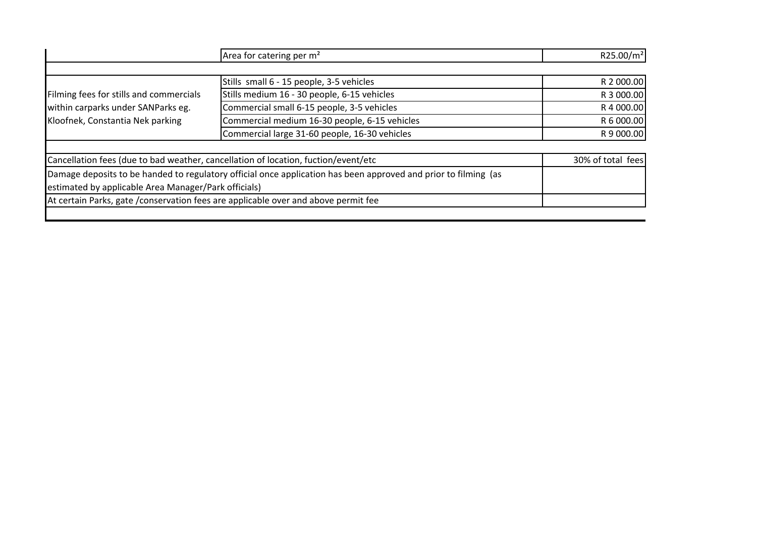| | | |
|---|---|---|
| | Area for catering per $m^2$ | R25.00/$m^2$ |
| | | |
| Filming fees for stills and commercials within carparks under SANParks eg. Kloofnek, Constantia Nek parking | Stills small 6 - 15 people, 3-5 vehicles | R 2 000.00 |
| | Stills medium 16 - 30 people, 6-15 vehicles | R 3 000.00 |
| | Commercial small 6-15 people, 3-5 vehicles | R 4 000.00 |
| | Commercial medium 16-30 people, 6-15 vehicles | R 6 000.00 |
| | Commercial large 31-60 people, 16-30 vehicles | R 9 000.00 |
| | | |
| Cancellation fees (due to bad weather, cancellation of location, fuction/event/etc | | 30% of total fees |
| Damage deposits to be handed to regulatory official once application has been approved and prior to filming (as estimated by applicable Area Manager/Park officials) | | |
| At certain Parks, gate /conservation fees are applicable over and above permit fee | | |